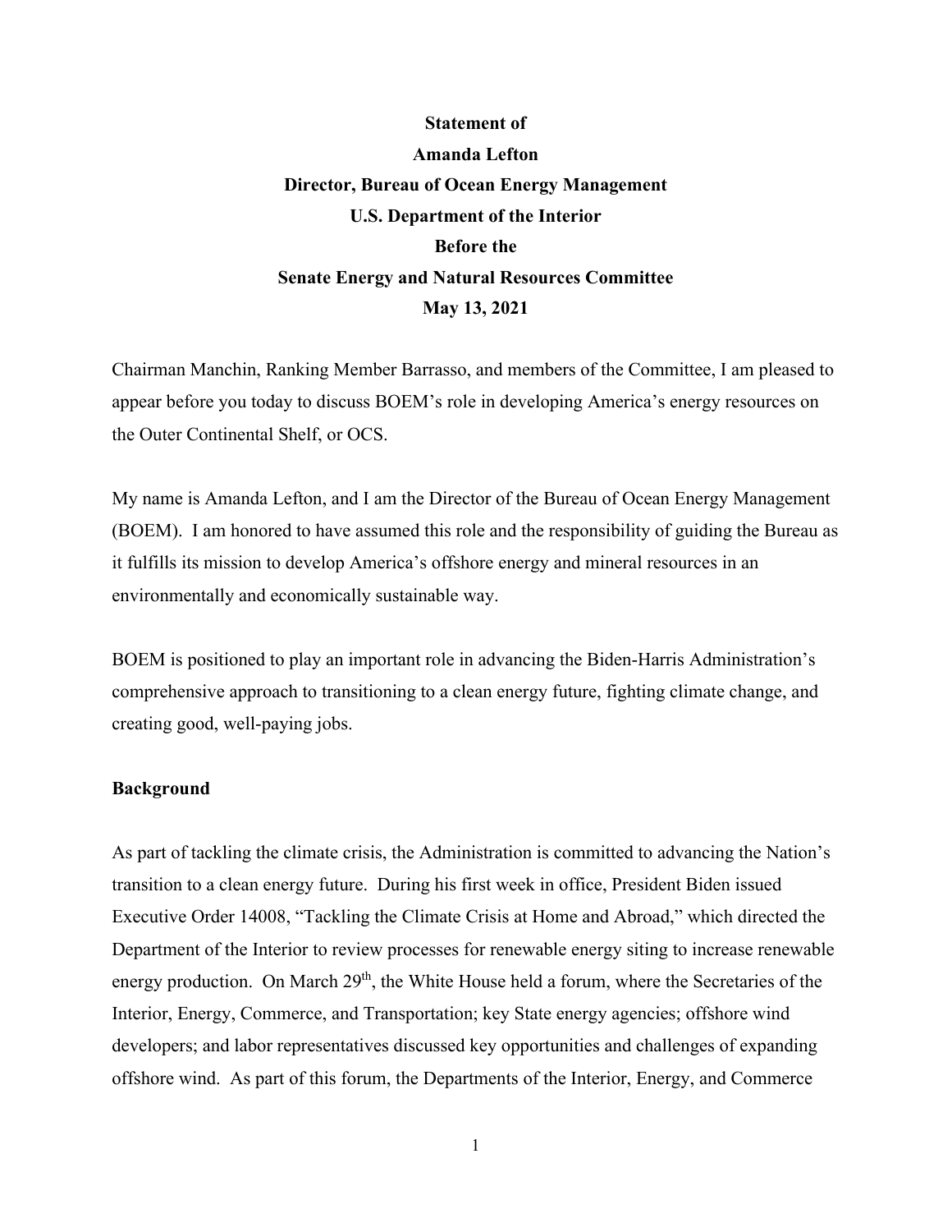**Statement of**
**Amanda Lefton**
**Director, Bureau of Ocean Energy Management**
**U.S. Department of the Interior**
**Before the**
**Senate Energy and Natural Resources Committee**
**May 13, 2021**

Chairman Manchin, Ranking Member Barrasso, and members of the Committee, I am pleased to appear before you today to discuss BOEM's role in developing America's energy resources on the Outer Continental Shelf, or OCS.

My name is Amanda Lefton, and I am the Director of the Bureau of Ocean Energy Management (BOEM). I am honored to have assumed this role and the responsibility of guiding the Bureau as it fulfills its mission to develop America's offshore energy and mineral resources in an environmentally and economically sustainable way.

BOEM is positioned to play an important role in advancing the Biden-Harris Administration's comprehensive approach to transitioning to a clean energy future, fighting climate change, and creating good, well-paying jobs.

## Background

As part of tackling the climate crisis, the Administration is committed to advancing the Nation's transition to a clean energy future. During his first week in office, President Biden issued Executive Order 14008, "Tackling the Climate Crisis at Home and Abroad," which directed the Department of the Interior to review processes for renewable energy siting to increase renewable energy production. On March 29th, the White House held a forum, where the Secretaries of the Interior, Energy, Commerce, and Transportation; key State energy agencies; offshore wind developers; and labor representatives discussed key opportunities and challenges of expanding offshore wind. As part of this forum, the Departments of the Interior, Energy, and Commerce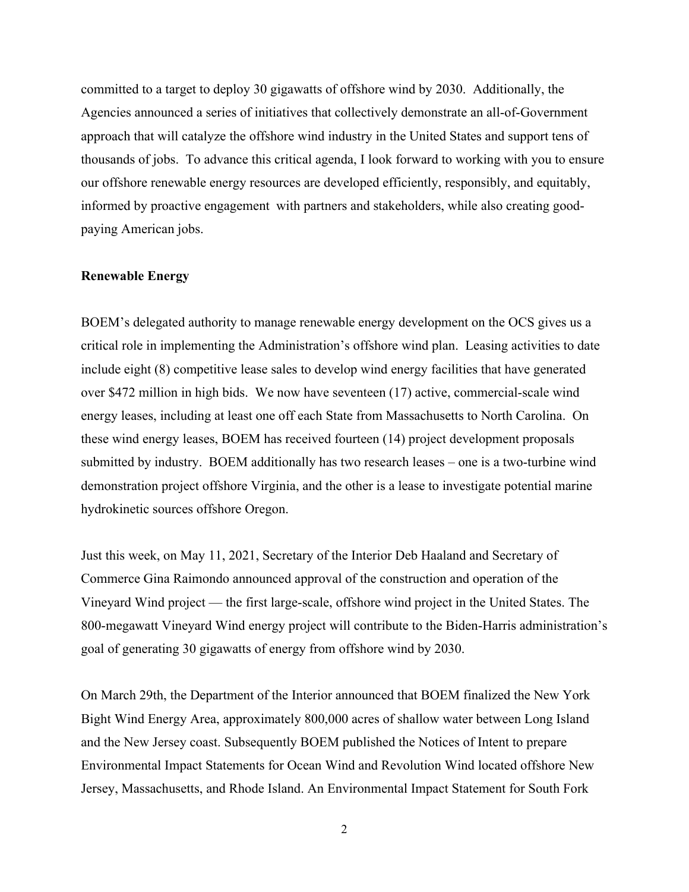committed to a target to deploy 30 gigawatts of offshore wind by 2030. Additionally, the Agencies announced a series of initiatives that collectively demonstrate an all-of-Government approach that will catalyze the offshore wind industry in the United States and support tens of thousands of jobs. To advance this critical agenda, I look forward to working with you to ensure our offshore renewable energy resources are developed efficiently, responsibly, and equitably, informed by proactive engagement with partners and stakeholders, while also creating good-paying American jobs.

**Renewable Energy**

BOEM's delegated authority to manage renewable energy development on the OCS gives us a critical role in implementing the Administration's offshore wind plan. Leasing activities to date include eight (8) competitive lease sales to develop wind energy facilities that have generated over $472 million in high bids. We now have seventeen (17) active, commercial-scale wind energy leases, including at least one off each State from Massachusetts to North Carolina. On these wind energy leases, BOEM has received fourteen (14) project development proposals submitted by industry. BOEM additionally has two research leases – one is a two-turbine wind demonstration project offshore Virginia, and the other is a lease to investigate potential marine hydrokinetic sources offshore Oregon.

Just this week, on May 11, 2021, Secretary of the Interior Deb Haaland and Secretary of Commerce Gina Raimondo announced approval of the construction and operation of the Vineyard Wind project — the first large-scale, offshore wind project in the United States. The 800-megawatt Vineyard Wind energy project will contribute to the Biden-Harris administration's goal of generating 30 gigawatts of energy from offshore wind by 2030.

On March 29th, the Department of the Interior announced that BOEM finalized the New York Bight Wind Energy Area, approximately 800,000 acres of shallow water between Long Island and the New Jersey coast. Subsequently BOEM published the Notices of Intent to prepare Environmental Impact Statements for Ocean Wind and Revolution Wind located offshore New Jersey, Massachusetts, and Rhode Island. An Environmental Impact Statement for South Fork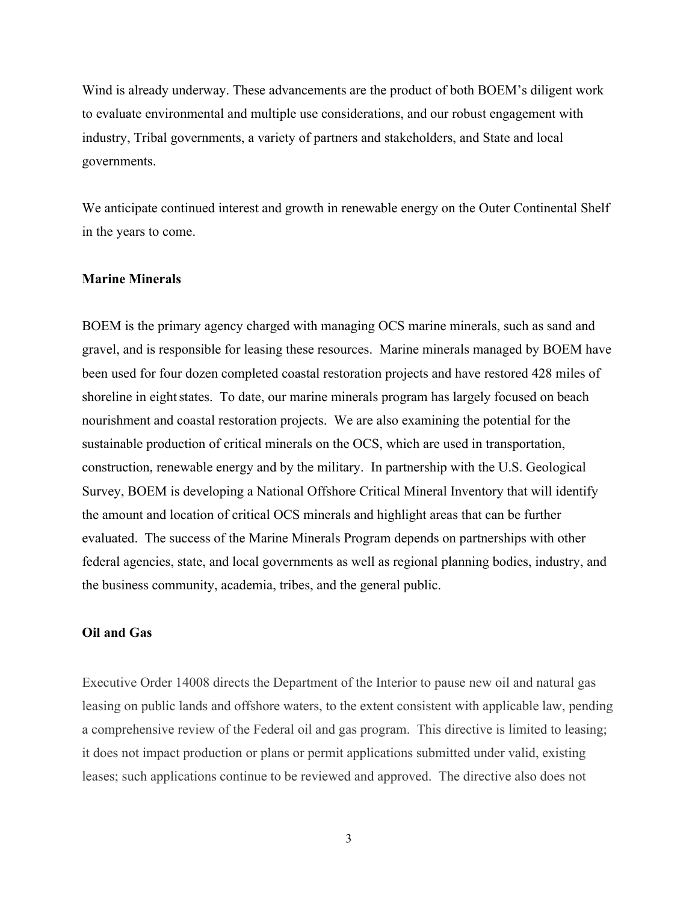Wind is already underway. These advancements are the product of both BOEM's diligent work to evaluate environmental and multiple use considerations, and our robust engagement with industry, Tribal governments, a variety of partners and stakeholders, and State and local governments.

We anticipate continued interest and growth in renewable energy on the Outer Continental Shelf in the years to come.

**Marine Minerals**

BOEM is the primary agency charged with managing OCS marine minerals, such as sand and gravel, and is responsible for leasing these resources. Marine minerals managed by BOEM have been used for four dozen completed coastal restoration projects and have restored 428 miles of shoreline in eight states. To date, our marine minerals program has largely focused on beach nourishment and coastal restoration projects. We are also examining the potential for the sustainable production of critical minerals on the OCS, which are used in transportation, construction, renewable energy and by the military. In partnership with the U.S. Geological Survey, BOEM is developing a National Offshore Critical Mineral Inventory that will identify the amount and location of critical OCS minerals and highlight areas that can be further evaluated. The success of the Marine Minerals Program depends on partnerships with other federal agencies, state, and local governments as well as regional planning bodies, industry, and the business community, academia, tribes, and the general public.

**Oil and Gas**

Executive Order 14008 directs the Department of the Interior to pause new oil and natural gas leasing on public lands and offshore waters, to the extent consistent with applicable law, pending a comprehensive review of the Federal oil and gas program. This directive is limited to leasing; it does not impact production or plans or permit applications submitted under valid, existing leases; such applications continue to be reviewed and approved. The directive also does not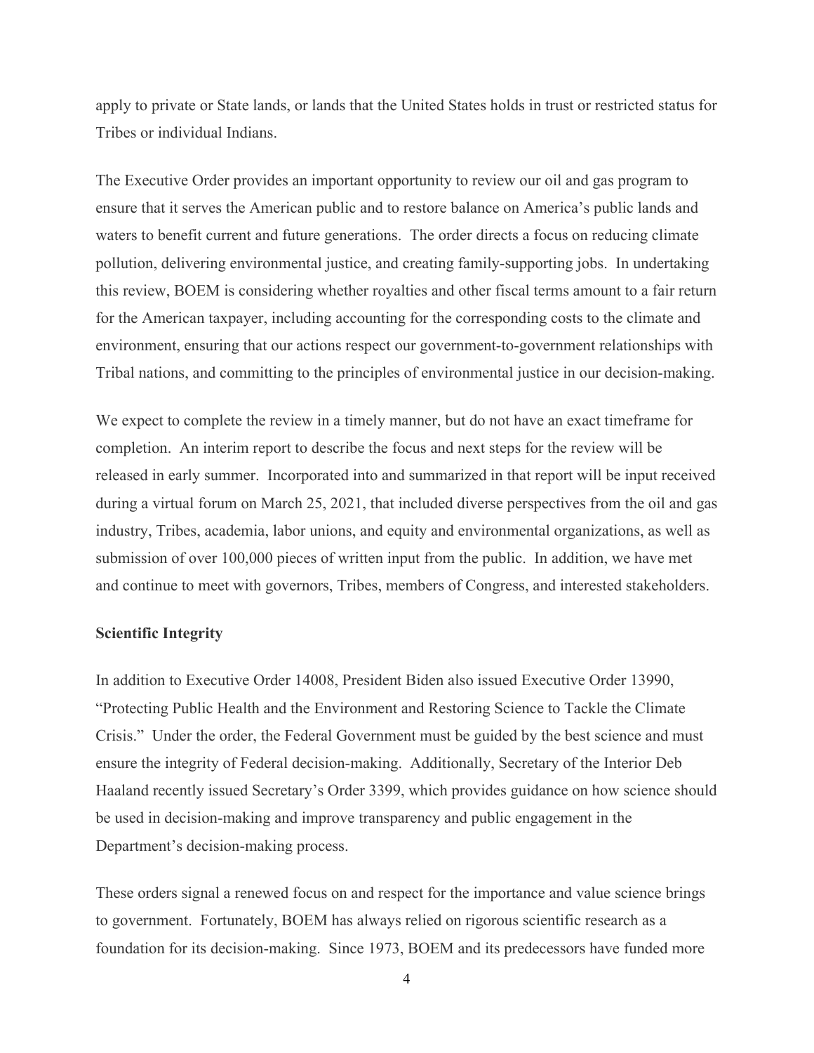apply to private or State lands, or lands that the United States holds in trust or restricted status for Tribes or individual Indians.

The Executive Order provides an important opportunity to review our oil and gas program to ensure that it serves the American public and to restore balance on America's public lands and waters to benefit current and future generations. The order directs a focus on reducing climate pollution, delivering environmental justice, and creating family-supporting jobs. In undertaking this review, BOEM is considering whether royalties and other fiscal terms amount to a fair return for the American taxpayer, including accounting for the corresponding costs to the climate and environment, ensuring that our actions respect our government-to-government relationships with Tribal nations, and committing to the principles of environmental justice in our decision-making.

We expect to complete the review in a timely manner, but do not have an exact timeframe for completion. An interim report to describe the focus and next steps for the review will be released in early summer. Incorporated into and summarized in that report will be input received during a virtual forum on March 25, 2021, that included diverse perspectives from the oil and gas industry, Tribes, academia, labor unions, and equity and environmental organizations, as well as submission of over 100,000 pieces of written input from the public. In addition, we have met and continue to meet with governors, Tribes, members of Congress, and interested stakeholders.

**Scientific Integrity**

In addition to Executive Order 14008, President Biden also issued Executive Order 13990, "Protecting Public Health and the Environment and Restoring Science to Tackle the Climate Crisis." Under the order, the Federal Government must be guided by the best science and must ensure the integrity of Federal decision-making. Additionally, Secretary of the Interior Deb Haaland recently issued Secretary's Order 3399, which provides guidance on how science should be used in decision-making and improve transparency and public engagement in the Department's decision-making process.

These orders signal a renewed focus on and respect for the importance and value science brings to government. Fortunately, BOEM has always relied on rigorous scientific research as a foundation for its decision-making. Since 1973, BOEM and its predecessors have funded more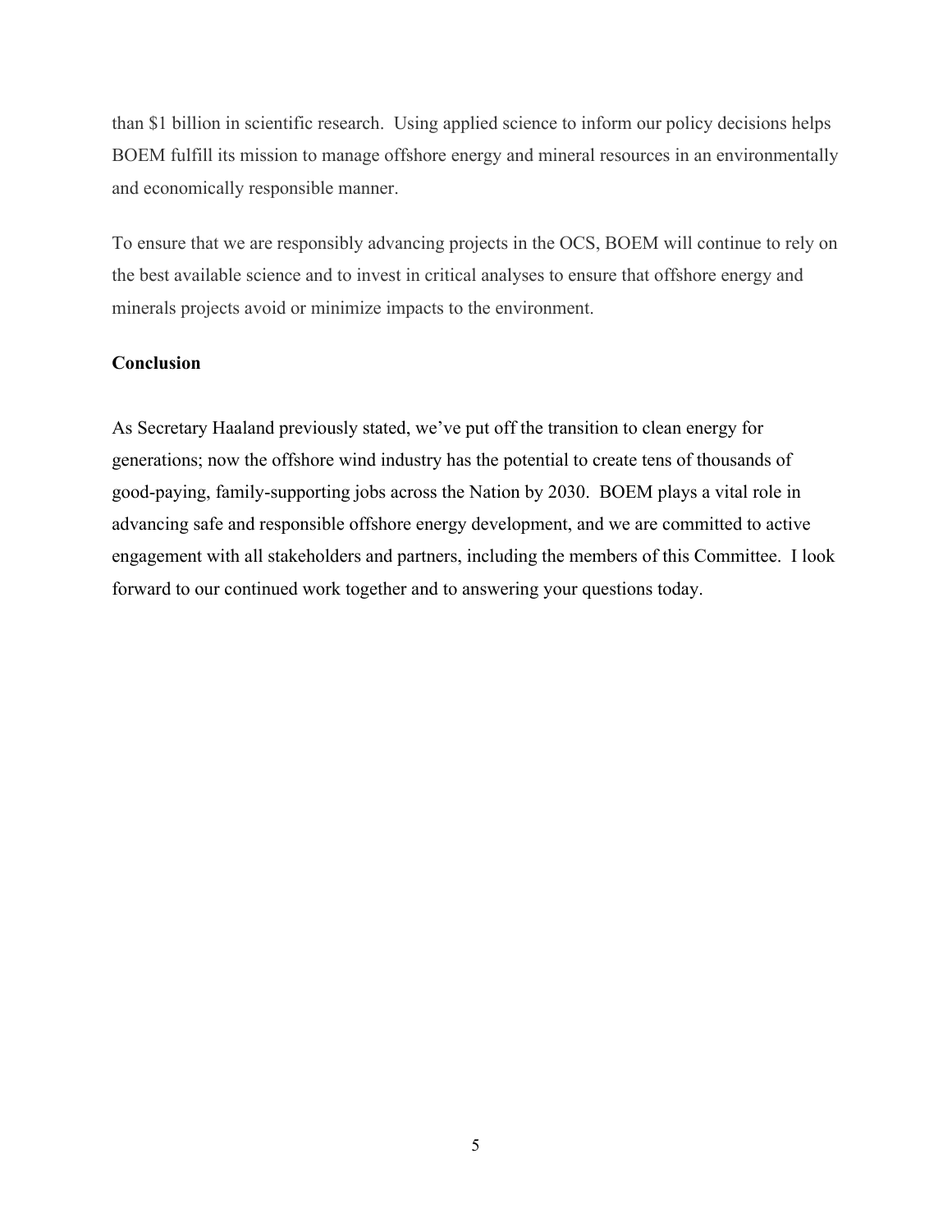than $1 billion in scientific research. Using applied science to inform our policy decisions helps BOEM fulfill its mission to manage offshore energy and mineral resources in an environmentally and economically responsible manner.

To ensure that we are responsibly advancing projects in the OCS, BOEM will continue to rely on the best available science and to invest in critical analyses to ensure that offshore energy and minerals projects avoid or minimize impacts to the environment.

**Conclusion**

As Secretary Haaland previously stated, we've put off the transition to clean energy for generations; now the offshore wind industry has the potential to create tens of thousands of good-paying, family-supporting jobs across the Nation by 2030. BOEM plays a vital role in advancing safe and responsible offshore energy development, and we are committed to active engagement with all stakeholders and partners, including the members of this Committee. I look forward to our continued work together and to answering your questions today.